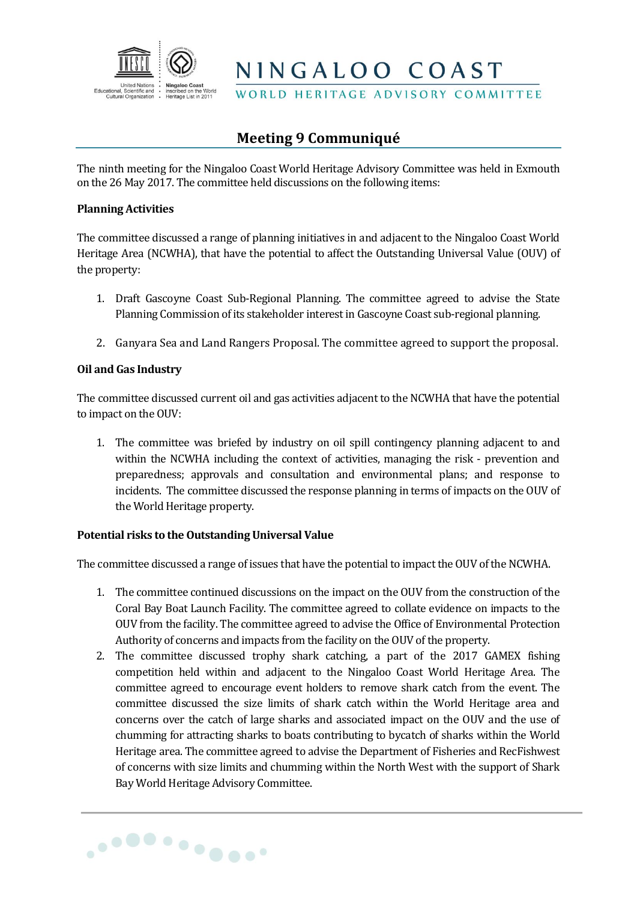NINGALOO COAST

WORLD HERITAGE ADVISORY COMMITTEE

# Meeting 9 Communiqué

The ninth meeting for the Ningaloo Coast World Heritage Advisory Committee was held in Exmouth on the 26 May 2017. The committee held discussions on the following items:

**Planning Activities**

The committee discussed a range of planning initiatives in and adjacent to the Ningaloo Coast World Heritage Area (NCWHA), that have the potential to affect the Outstanding Universal Value (OUV) of the property:

1. Draft Gascoyne Coast Sub-Regional Planning. The committee agreed to advise the State Planning Commission of its stakeholder interest in Gascoyne Coast sub-regional planning.

2. Ganyara Sea and Land Rangers Proposal. The committee agreed to support the proposal.

**Oil and Gas Industry**

The committee discussed current oil and gas activities adjacent to the NCWHA that have the potential to impact on the OUV:

1. The committee was briefed by industry on oil spill contingency planning adjacent to and within the NCWHA including the context of activities, managing the risk - prevention and preparedness; approvals and consultation and environmental plans; and response to incidents. The committee discussed the response planning in terms of impacts on the OUV of the World Heritage property.

**Potential risks to the Outstanding Universal Value**

The committee discussed a range of issues that have the potential to impact the OUV of the NCWHA.

1. The committee continued discussions on the impact on the OUV from the construction of the Coral Bay Boat Launch Facility. The committee agreed to collate evidence on impacts to the OUV from the facility. The committee agreed to advise the Office of Environmental Protection Authority of concerns and impacts from the facility on the OUV of the property.
2. The committee discussed trophy shark catching, a part of the 2017 GAMEX fishing competition held within and adjacent to the Ningaloo Coast World Heritage Area. The committee agreed to encourage event holders to remove shark catch from the event. The committee discussed the size limits of shark catch within the World Heritage area and concerns over the catch of large sharks and associated impact on the OUV and the use of chumming for attracting sharks to boats contributing to bycatch of sharks within the World Heritage area. The committee agreed to advise the Department of Fisheries and RecFishwest of concerns with size limits and chumming within the North West with the support of Shark Bay World Heritage Advisory Committee.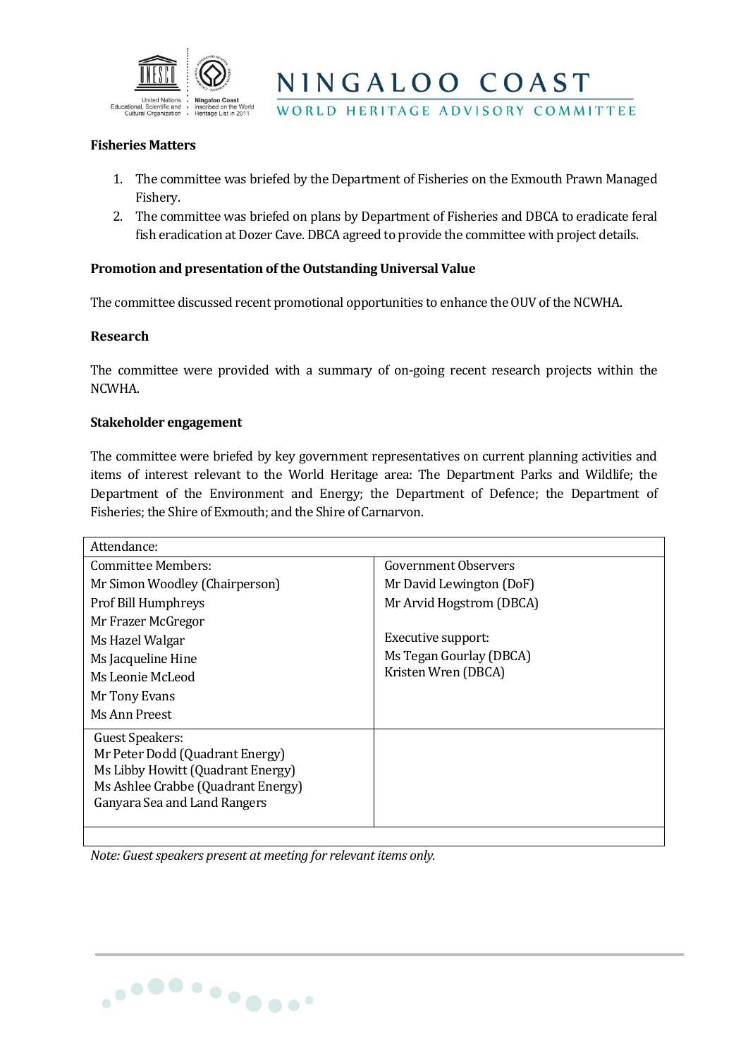### Fisheries Matters

1. The committee was briefed by the Department of Fisheries on the Exmouth Prawn Managed Fishery.
2. The committee was briefed on plans by Department of Fisheries and DBCA to eradicate feral fish eradication at Dozer Cave. DBCA agreed to provide the committee with project details.

### Promotion and presentation of the Outstanding Universal Value

The committee discussed recent promotional opportunities to enhance the OUV of the NCWHA.

### Research

The committee were provided with a summary of on-going recent research projects within the NCWHA.

### Stakeholder engagement

The committee were briefed by key government representatives on current planning activities and items of interest relevant to the World Heritage area: The Department Parks and Wildlife; the Department of the Environment and Energy; the Department of Defence; the Department of Fisheries; the Shire of Exmouth; and the Shire of Carnarvon.

| Attendance: | |
|---|---|
| Committee Members:<br>Mr Simon Woodley (Chairperson)<br>Prof Bill Humphreys<br>Mr Frazer McGregor<br>Ms Hazel Walgar<br>Ms Jacqueline Hine<br>Ms Leonie McLeod<br>Mr Tony Evans<br>Ms Ann Preest | Government Observers<br>Mr David Lewington (DoF)<br>Mr Arvid Hogstrom (DBCA)<br><br>Executive support:<br>Ms Tegan Gourlay (DBCA)<br>Kristen Wren (DBCA) |
| Guest Speakers:<br>Mr Peter Dodd (Quadrant Energy)<br>Ms Libby Howitt (Quadrant Energy)<br>Ms Ashlee Crabbe (Quadrant Energy)<br>Ganyara Sea and Land Rangers | |

*Note: Guest speakers present at meeting for relevant items only.*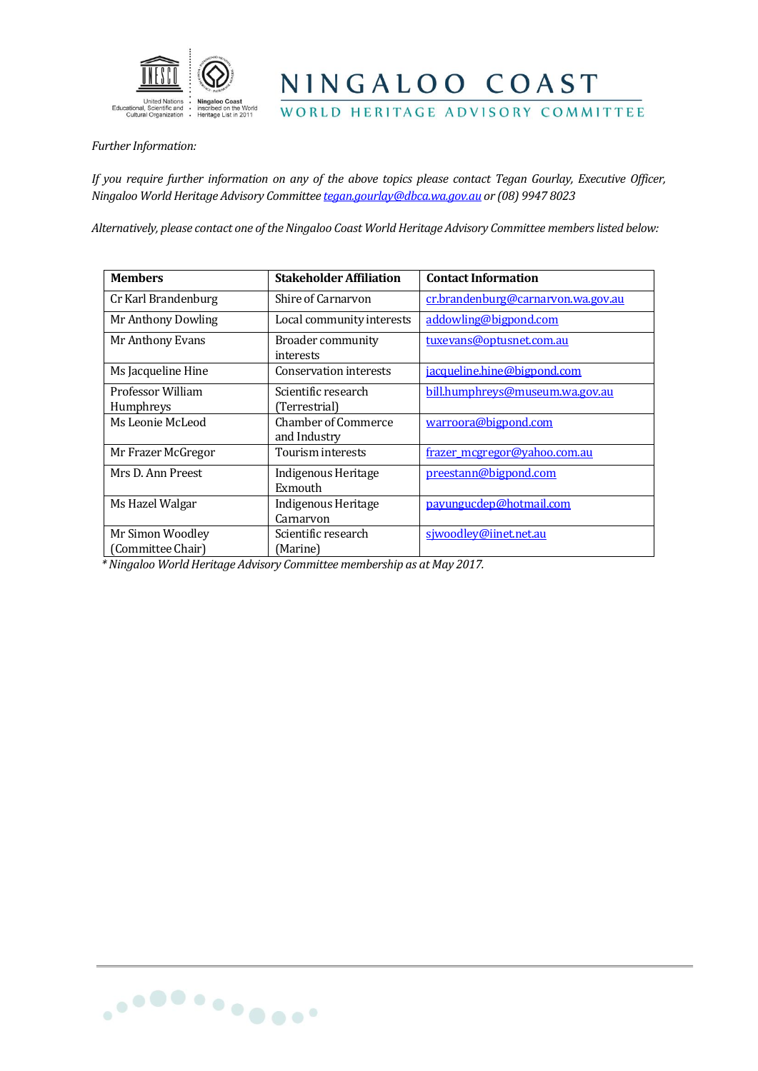*Further Information:*

*If you require further information on any of the above topics please contact Tegan Gourlay, Executive Officer, Ningaloo World Heritage Advisory Committee* *tegan.gourlay@dbca.wa.gov.au* *or (08) 9947 8023*

*Alternatively, please contact one of the Ningaloo Coast World Heritage Advisory Committee members listed below:*

| **Members** | **Stakeholder Affiliation** | **Contact Information** |
|---|---|---|
| Cr Karl Brandenburg | Shire of Carnarvon | cr.brandenburg@carnarvon.wa.gov.au |
| Mr Anthony Dowling | Local community interests | addowling@bigpond.com |
| Mr Anthony Evans | Broader community interests | tuxevans@optusnet.com.au |
| Ms Jacqueline Hine | Conservation interests | jacqueline.hine@bigpond.com |
| Professor William Humphreys | Scientific research (Terrestrial) | bill.humphreys@museum.wa.gov.au |
| Ms Leonie McLeod | Chamber of Commerce and Industry | warroora@bigpond.com |
| Mr Frazer McGregor | Tourism interests | frazer_mcgregor@yahoo.com.au |
| Mrs D. Ann Preest | Indigenous Heritage Exmouth | preestann@bigpond.com |
| Ms Hazel Walgar | Indigenous Heritage Carnarvon | payungucdep@hotmail.com |
| Mr Simon Woodley (Committee Chair) | Scientific research (Marine) | sjwoodley@iinet.net.au |

*\* Ningaloo World Heritage Advisory Committee membership as at May 2017.*